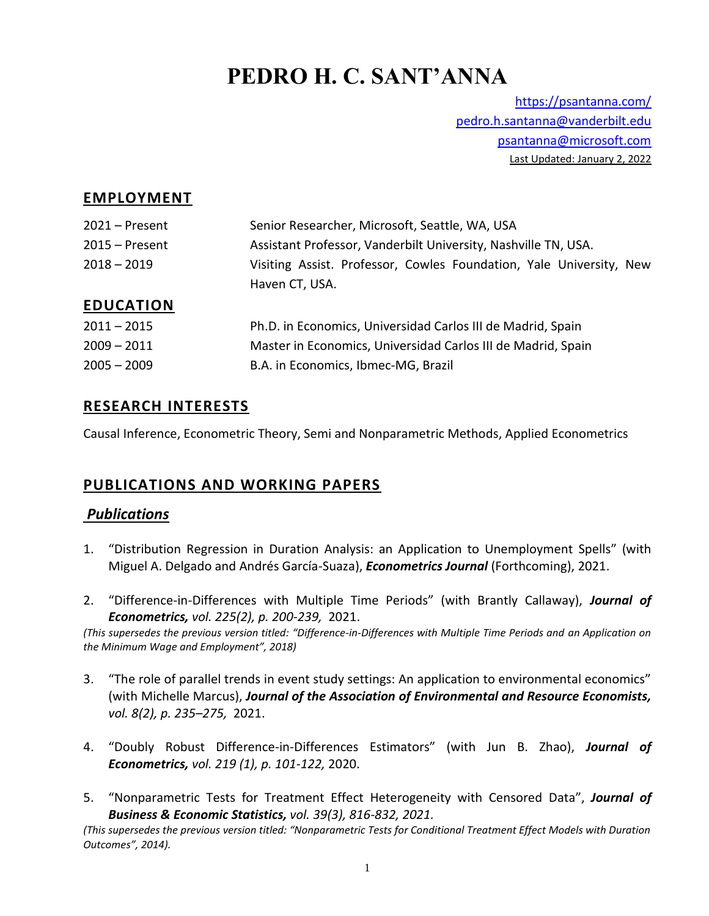# PEDRO H. C. SANT'ANNA

https://psantanna.com/
pedro.h.santanna@vanderbilt.edu
psantanna@microsoft.com
Last Updated: January 2, 2022

## EMPLOYMENT

| | |
|---|---|
| 2021 – Present | Senior Researcher, Microsoft, Seattle, WA, USA |
| 2015 – Present | Assistant Professor, Vanderbilt University, Nashville TN, USA. |
| 2018 – 2019 | Visiting Assist. Professor, Cowles Foundation, Yale University, New Haven CT, USA. |

## EDUCATION

| | |
|---|---|
| 2011 – 2015 | Ph.D. in Economics, Universidad Carlos III de Madrid, Spain |
| 2009 – 2011 | Master in Economics, Universidad Carlos III de Madrid, Spain |
| 2005 – 2009 | B.A. in Economics, Ibmec-MG, Brazil |

## RESEARCH INTERESTS

Causal Inference, Econometric Theory, Semi and Nonparametric Methods, Applied Econometrics

## PUBLICATIONS AND WORKING PAPERS

### *Publications*

1. "Distribution Regression in Duration Analysis: an Application to Unemployment Spells" (with Miguel A. Delgado and Andrés García-Suaza), ***Econometrics Journal*** (Forthcoming), 2021.

2. "Difference-in-Differences with Multiple Time Periods" (with Brantly Callaway), ***Journal of Econometrics,*** *vol. 225(2), p. 200-239,* 2021.
*(This supersedes the previous version titled: "Difference-in-Differences with Multiple Time Periods and an Application on the Minimum Wage and Employment", 2018)*

3. "The role of parallel trends in event study settings: An application to environmental economics" (with Michelle Marcus), ***Journal of the Association of Environmental and Resource Economists,*** *vol. 8(2), p. 235–275,* 2021.

4. "Doubly Robust Difference-in-Differences Estimators" (with Jun B. Zhao), ***Journal of Econometrics,*** *vol. 219 (1), p. 101-122,* 2020.

5. "Nonparametric Tests for Treatment Effect Heterogeneity with Censored Data", ***Journal of Business & Economic Statistics,*** *vol. 39(3), 816-832, 2021.*
*(This supersedes the previous version titled: "Nonparametric Tests for Conditional Treatment Effect Models with Duration Outcomes", 2014).*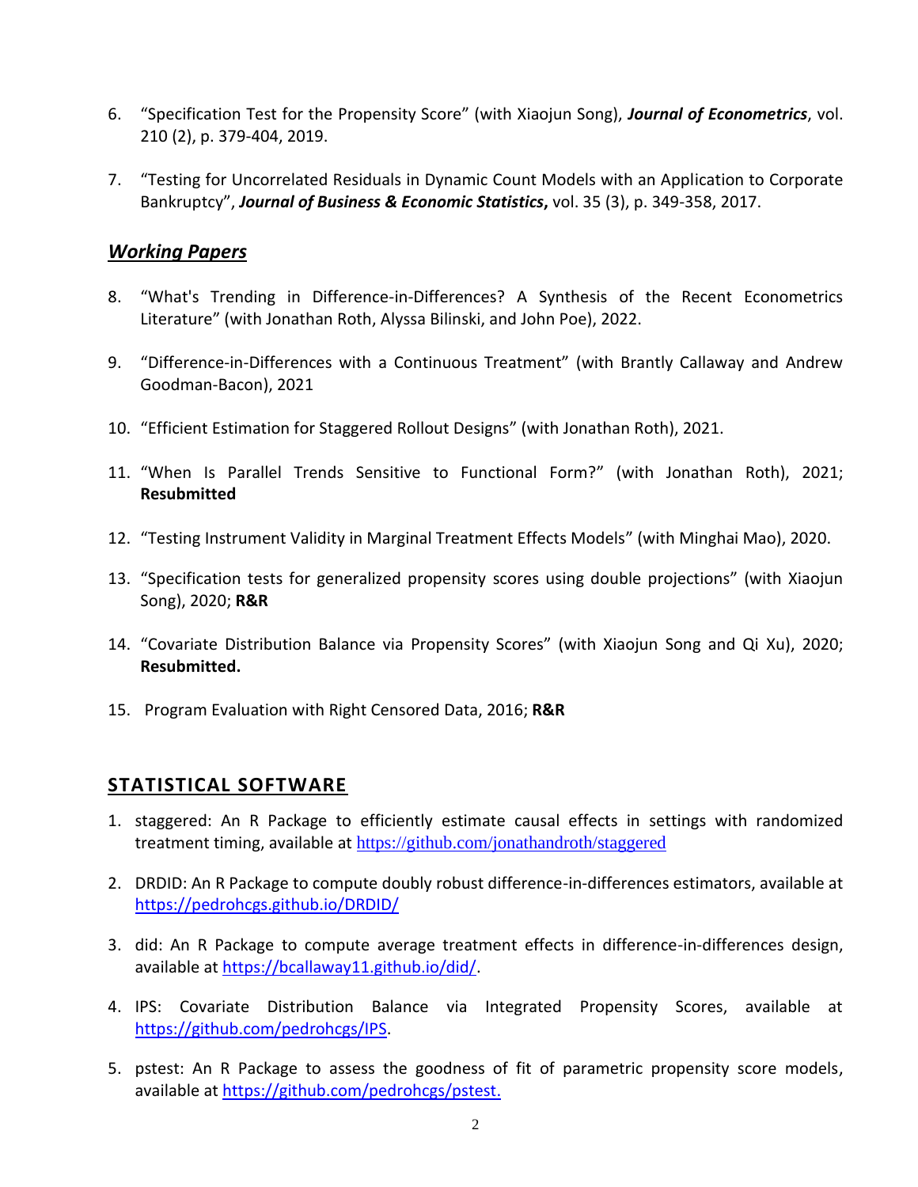6. "Specification Test for the Propensity Score" (with Xiaojun Song), ***Journal of Econometrics***, vol. 210 (2), p. 379-404, 2019.

7. "Testing for Uncorrelated Residuals in Dynamic Count Models with an Application to Corporate Bankruptcy", ***Journal of Business & Economic Statistics*****,** vol. 35 (3), p. 349-358, 2017.

### ***Working Papers***

8. "What's Trending in Difference-in-Differences? A Synthesis of the Recent Econometrics Literature" (with Jonathan Roth, Alyssa Bilinski, and John Poe), 2022.

9. "Difference-in-Differences with a Continuous Treatment" (with Brantly Callaway and Andrew Goodman-Bacon), 2021

10. "Efficient Estimation for Staggered Rollout Designs" (with Jonathan Roth), 2021.

11. "When Is Parallel Trends Sensitive to Functional Form?" (with Jonathan Roth), 2021; **Resubmitted**

12. "Testing Instrument Validity in Marginal Treatment Effects Models" (with Minghai Mao), 2020.

13. "Specification tests for generalized propensity scores using double projections" (with Xiaojun Song), 2020; **R&R**

14. "Covariate Distribution Balance via Propensity Scores" (with Xiaojun Song and Qi Xu), 2020; **Resubmitted.**

15. Program Evaluation with Right Censored Data, 2016; **R&R**

## STATISTICAL SOFTWARE

1. staggered: An R Package to efficiently estimate causal effects in settings with randomized treatment timing, available at https://github.com/jonathandroth/staggered

2. DRDID: An R Package to compute doubly robust difference-in-differences estimators, available at https://pedrohcgs.github.io/DRDID/

3. did: An R Package to compute average treatment effects in difference-in-differences design, available at https://bcallaway11.github.io/did/.

4. IPS: Covariate Distribution Balance via Integrated Propensity Scores, available at https://github.com/pedrohcgs/IPS.

5. pstest: An R Package to assess the goodness of fit of parametric propensity score models, available at https://github.com/pedrohcgs/pstest.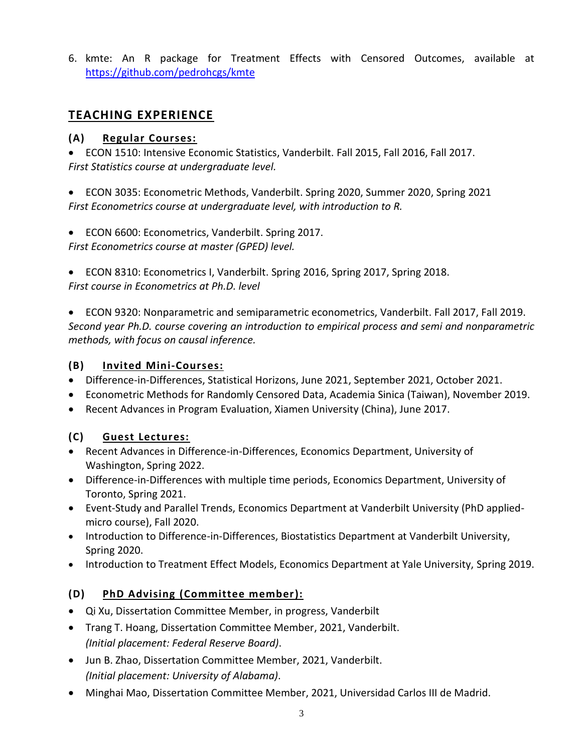6. kmte: An R package for Treatment Effects with Censored Outcomes, available at [https://github.com/pedrohcgs/kmte](https://github.com/pedrohcgs/kmte)

## TEACHING EXPERIENCE

### (A) Regular Courses:

- ECON 1510: Intensive Economic Statistics, Vanderbilt. Fall 2015, Fall 2016, Fall 2017.

*First Statistics course at undergraduate level.*

- ECON 3035: Econometric Methods, Vanderbilt. Spring 2020, Summer 2020, Spring 2021

*First Econometrics course at undergraduate level, with introduction to R.*

- ECON 6600: Econometrics, Vanderbilt. Spring 2017.

*First Econometrics course at master (GPED) level.*

- ECON 8310: Econometrics I, Vanderbilt. Spring 2016, Spring 2017, Spring 2018.

*First course in Econometrics at Ph.D. level*

- ECON 9320: Nonparametric and semiparametric econometrics, Vanderbilt. Fall 2017, Fall 2019.

*Second year Ph.D. course covering an introduction to empirical process and semi and nonparametric methods, with focus on causal inference.*

### (B) Invited Mini-Courses:

- Difference-in-Differences, Statistical Horizons, June 2021, September 2021, October 2021.
- Econometric Methods for Randomly Censored Data, Academia Sinica (Taiwan), November 2019.
- Recent Advances in Program Evaluation, Xiamen University (China), June 2017.

### (C) Guest Lectures:

- Recent Advances in Difference-in-Differences, Economics Department, University of Washington, Spring 2022.
- Difference-in-Differences with multiple time periods, Economics Department, University of Toronto, Spring 2021.
- Event-Study and Parallel Trends, Economics Department at Vanderbilt University (PhD applied-micro course), Fall 2020.
- Introduction to Difference-in-Differences, Biostatistics Department at Vanderbilt University, Spring 2020.
- Introduction to Treatment Effect Models, Economics Department at Yale University, Spring 2019.

### (D) PhD Advising (Committee member):

- Qi Xu, Dissertation Committee Member, in progress, Vanderbilt
- Trang T. Hoang, Dissertation Committee Member, 2021, Vanderbilt.
  *(Initial placement: Federal Reserve Board)*.
- Jun B. Zhao, Dissertation Committee Member, 2021, Vanderbilt.
  *(Initial placement: University of Alabama)*.
- Minghai Mao, Dissertation Committee Member, 2021, Universidad Carlos III de Madrid.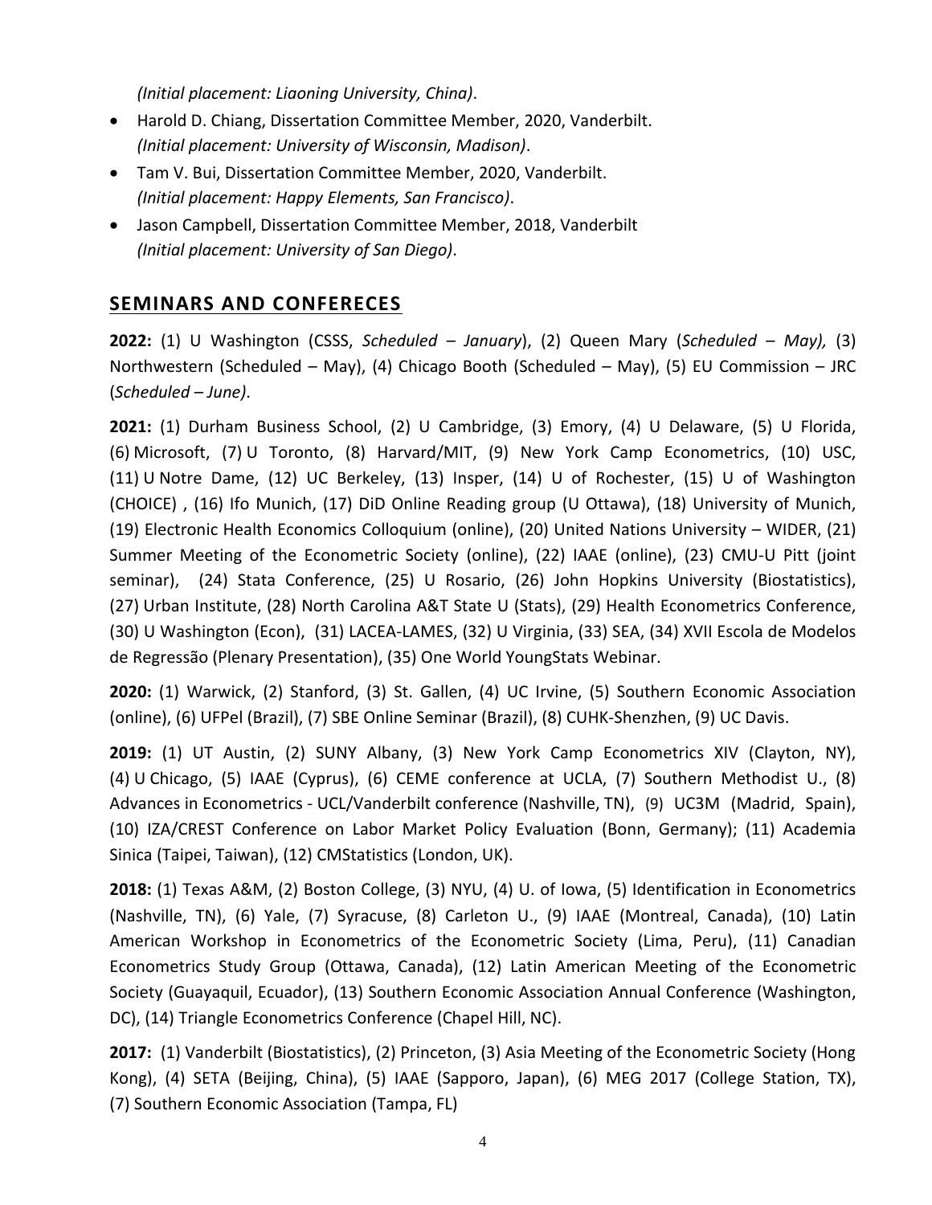*(Initial placement: Liaoning University, China)*.

- Harold D. Chiang, Dissertation Committee Member, 2020, Vanderbilt.
  *(Initial placement: University of Wisconsin, Madison)*.
- Tam V. Bui, Dissertation Committee Member, 2020, Vanderbilt.
  *(Initial placement: Happy Elements, San Francisco)*.
- Jason Campbell, Dissertation Committee Member, 2018, Vanderbilt
  *(Initial placement: University of San Diego)*.

## SEMINARS AND CONFERECES

**2022:** (1) U Washington (CSSS, *Scheduled – January*), (2) Queen Mary (*Scheduled – May),* (3) Northwestern (Scheduled – May), (4) Chicago Booth (Scheduled – May), (5) EU Commission – JRC (*Scheduled – June)*.

**2021:** (1) Durham Business School, (2) U Cambridge, (3) Emory, (4) U Delaware, (5) U Florida, (6) Microsoft, (7) U Toronto, (8) Harvard/MIT, (9) New York Camp Econometrics, (10) USC, (11) U Notre Dame, (12) UC Berkeley, (13) Insper, (14) U of Rochester, (15) U of Washington (CHOICE) , (16) Ifo Munich, (17) DiD Online Reading group (U Ottawa), (18) University of Munich, (19) Electronic Health Economics Colloquium (online), (20) United Nations University – WIDER, (21) Summer Meeting of the Econometric Society (online), (22) IAAE (online), (23) CMU-U Pitt (joint seminar), (24) Stata Conference, (25) U Rosario, (26) John Hopkins University (Biostatistics), (27) Urban Institute, (28) North Carolina A&T State U (Stats), (29) Health Econometrics Conference, (30) U Washington (Econ), (31) LACEA-LAMES, (32) U Virginia, (33) SEA, (34) XVII Escola de Modelos de Regressão (Plenary Presentation), (35) One World YoungStats Webinar.

**2020:** (1) Warwick, (2) Stanford, (3) St. Gallen, (4) UC Irvine, (5) Southern Economic Association (online), (6) UFPel (Brazil), (7) SBE Online Seminar (Brazil), (8) CUHK-Shenzhen, (9) UC Davis.

**2019:** (1) UT Austin, (2) SUNY Albany, (3) New York Camp Econometrics XIV (Clayton, NY), (4) U Chicago, (5) IAAE (Cyprus), (6) CEME conference at UCLA, (7) Southern Methodist U., (8) Advances in Econometrics - UCL/Vanderbilt conference (Nashville, TN), (9) UC3M (Madrid, Spain), (10) IZA/CREST Conference on Labor Market Policy Evaluation (Bonn, Germany); (11) Academia Sinica (Taipei, Taiwan), (12) CMStatistics (London, UK).

**2018:** (1) Texas A&M, (2) Boston College, (3) NYU, (4) U. of Iowa, (5) Identification in Econometrics (Nashville, TN), (6) Yale, (7) Syracuse, (8) Carleton U., (9) IAAE (Montreal, Canada), (10) Latin American Workshop in Econometrics of the Econometric Society (Lima, Peru), (11) Canadian Econometrics Study Group (Ottawa, Canada), (12) Latin American Meeting of the Econometric Society (Guayaquil, Ecuador), (13) Southern Economic Association Annual Conference (Washington, DC), (14) Triangle Econometrics Conference (Chapel Hill, NC).

**2017:** (1) Vanderbilt (Biostatistics), (2) Princeton, (3) Asia Meeting of the Econometric Society (Hong Kong), (4) SETA (Beijing, China), (5) IAAE (Sapporo, Japan), (6) MEG 2017 (College Station, TX), (7) Southern Economic Association (Tampa, FL)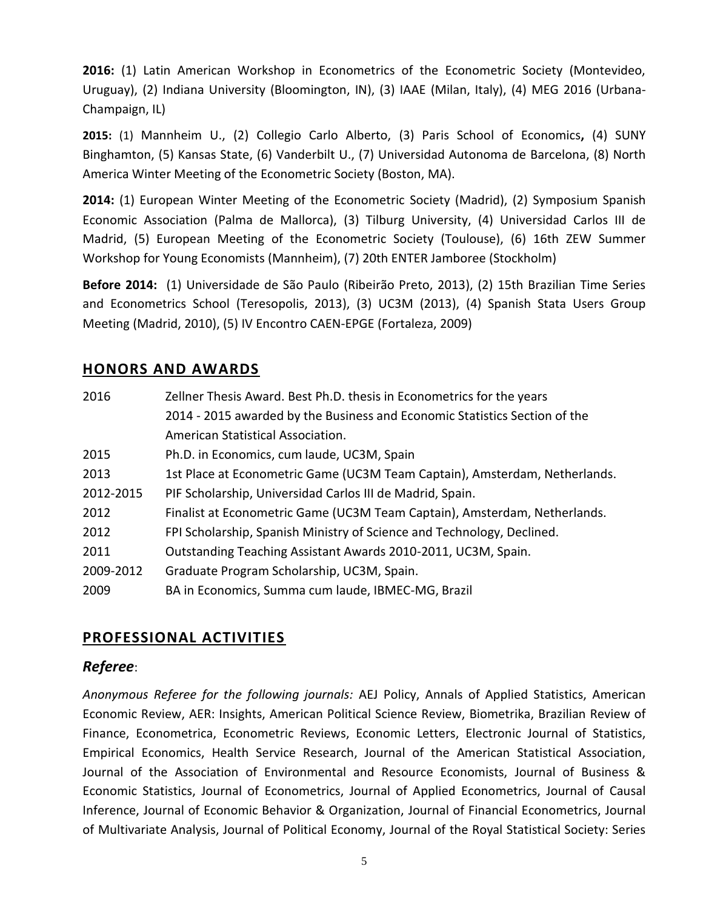**2016:** (1) Latin American Workshop in Econometrics of the Econometric Society (Montevideo, Uruguay), (2) Indiana University (Bloomington, IN), (3) IAAE (Milan, Italy), (4) MEG 2016 (Urbana-Champaign, IL)

**2015:** (1) Mannheim U., (2) Collegio Carlo Alberto, (3) Paris School of Economics**,** (4) SUNY Binghamton, (5) Kansas State, (6) Vanderbilt U., (7) Universidad Autonoma de Barcelona, (8) North America Winter Meeting of the Econometric Society (Boston, MA).

**2014:** (1) European Winter Meeting of the Econometric Society (Madrid), (2) Symposium Spanish Economic Association (Palma de Mallorca), (3) Tilburg University, (4) Universidad Carlos III de Madrid, (5) European Meeting of the Econometric Society (Toulouse), (6) 16th ZEW Summer Workshop for Young Economists (Mannheim), (7) 20th ENTER Jamboree (Stockholm)

**Before 2014:** (1) Universidade de São Paulo (Ribeirão Preto, 2013), (2) 15th Brazilian Time Series and Econometrics School (Teresopolis, 2013), (3) UC3M (2013), (4) Spanish Stata Users Group Meeting (Madrid, 2010), (5) IV Encontro CAEN-EPGE (Fortaleza, 2009)

## HONORS AND AWARDS

| | |
|---|---|
| 2016 | Zellner Thesis Award. Best Ph.D. thesis in Econometrics for the years 2014 - 2015 awarded by the Business and Economic Statistics Section of the American Statistical Association. |
| 2015 | Ph.D. in Economics, cum laude, UC3M, Spain |
| 2013 | 1st Place at Econometric Game (UC3M Team Captain), Amsterdam, Netherlands. |
| 2012-2015 | PIF Scholarship, Universidad Carlos III de Madrid, Spain. |
| 2012 | Finalist at Econometric Game (UC3M Team Captain), Amsterdam, Netherlands. |
| 2012 | FPI Scholarship, Spanish Ministry of Science and Technology, Declined. |
| 2011 | Outstanding Teaching Assistant Awards 2010-2011, UC3M, Spain. |
| 2009-2012 | Graduate Program Scholarship, UC3M, Spain. |
| 2009 | BA in Economics, Summa cum laude, IBMEC-MG, Brazil |

## PROFESSIONAL ACTIVITIES

### *Referee*:

*Anonymous Referee for the following journals:* AEJ Policy, Annals of Applied Statistics, American Economic Review, AER: Insights, American Political Science Review, Biometrika, Brazilian Review of Finance, Econometrica, Econometric Reviews, Economic Letters, Electronic Journal of Statistics, Empirical Economics, Health Service Research, Journal of the American Statistical Association, Journal of the Association of Environmental and Resource Economists, Journal of Business & Economic Statistics, Journal of Econometrics, Journal of Applied Econometrics, Journal of Causal Inference, Journal of Economic Behavior & Organization, Journal of Financial Econometrics, Journal of Multivariate Analysis, Journal of Political Economy, Journal of the Royal Statistical Society: Series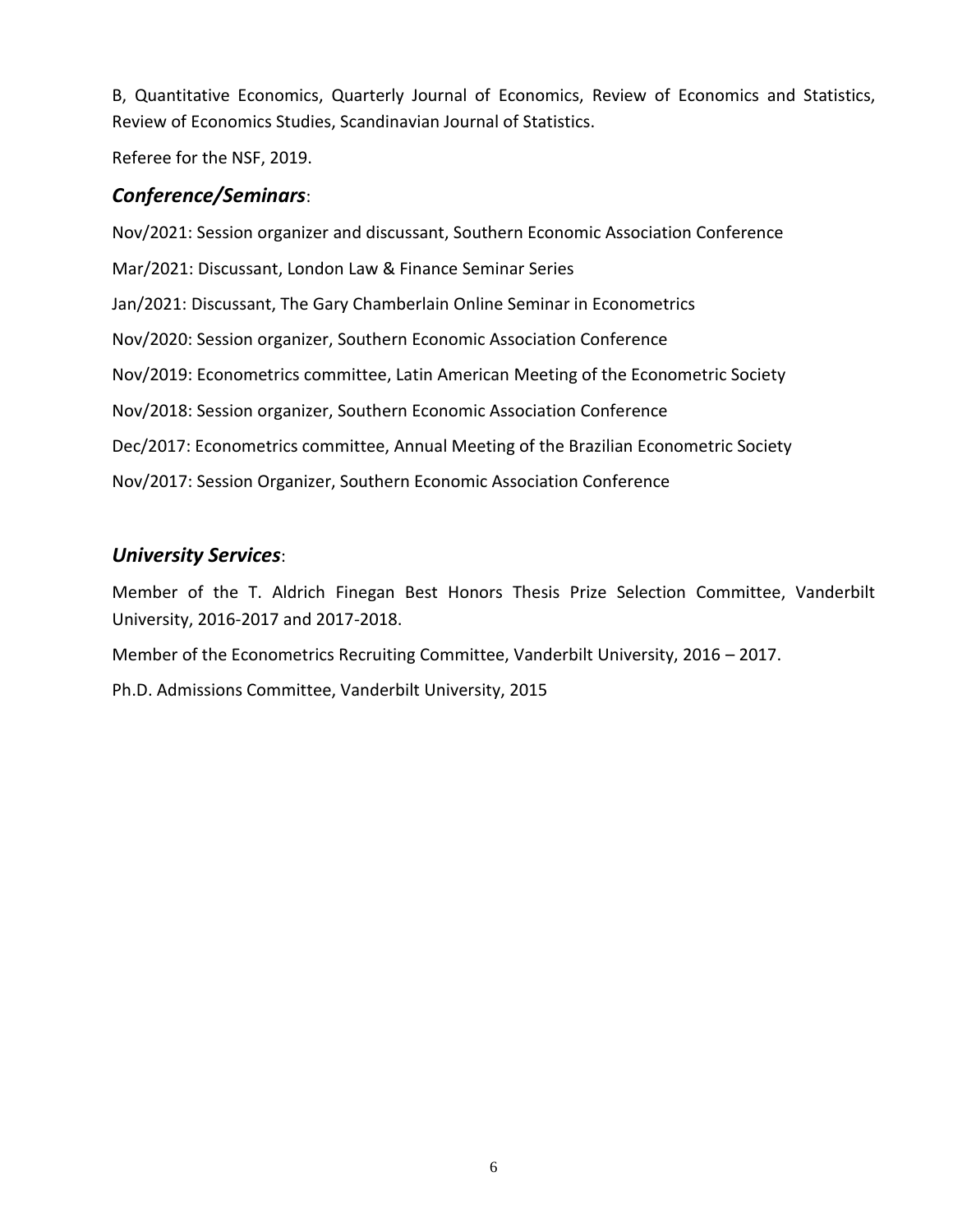B, Quantitative Economics, Quarterly Journal of Economics, Review of Economics and Statistics, Review of Economics Studies, Scandinavian Journal of Statistics.

Referee for the NSF, 2019.

### ***Conference/Seminars***:

Nov/2021: Session organizer and discussant, Southern Economic Association Conference

Mar/2021: Discussant, London Law & Finance Seminar Series

Jan/2021: Discussant, The Gary Chamberlain Online Seminar in Econometrics

Nov/2020: Session organizer, Southern Economic Association Conference

Nov/2019: Econometrics committee, Latin American Meeting of the Econometric Society

Nov/2018: Session organizer, Southern Economic Association Conference

Dec/2017: Econometrics committee, Annual Meeting of the Brazilian Econometric Society

Nov/2017: Session Organizer, Southern Economic Association Conference

### ***University Services***:

Member of the T. Aldrich Finegan Best Honors Thesis Prize Selection Committee, Vanderbilt University, 2016-2017 and 2017-2018.

Member of the Econometrics Recruiting Committee, Vanderbilt University, 2016 – 2017.

Ph.D. Admissions Committee, Vanderbilt University, 2015